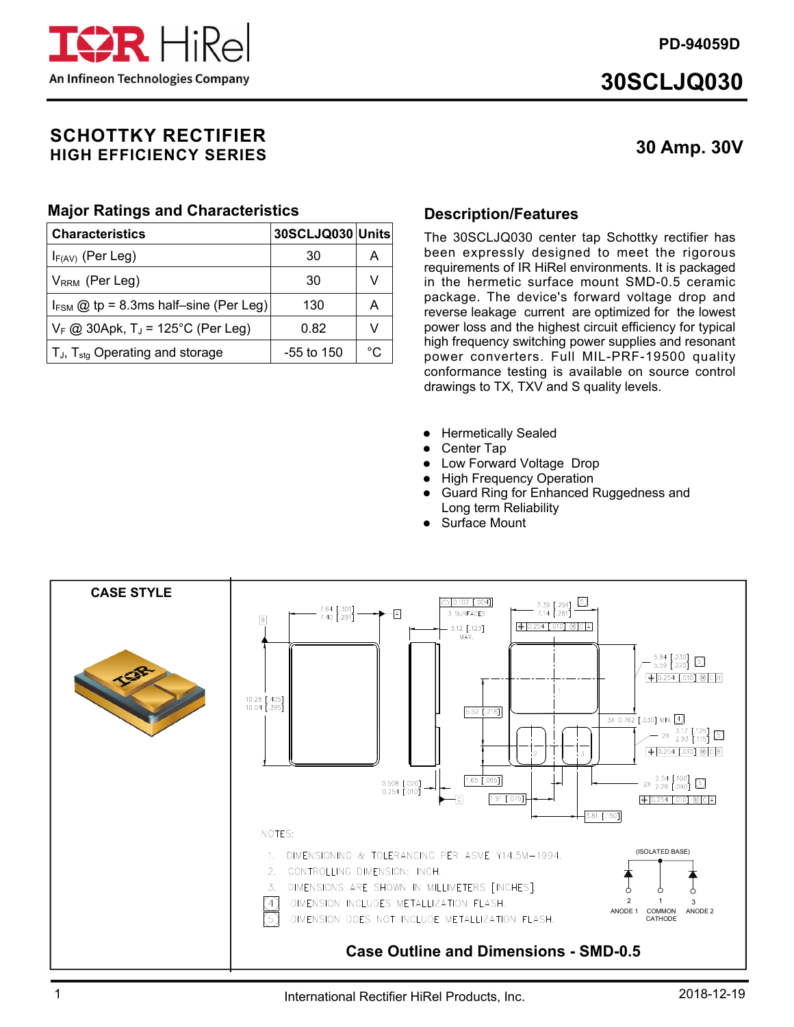PD-94059D

# 30SCLJQ030

## SCHOTTKY RECTIFIER
### HIGH EFFICIENCY SERIES

**30 Amp. 30V**

### Major Ratings and Characteristics

| Characteristics | 30SCLJQ030 | Units |
|---|---|---|
| $I_{F(AV)}$ (Per Leg) | 30 | A |
| $V_{RRM}$ (Per Leg) | 30 | V |
| $I_{FSM}$ @ tp = 8.3ms half–sine (Per Leg) | 130 | A |
| $V_F$ @ 30Apk, $T_J$ = 125°C (Per Leg) | 0.82 | V |
| $T_J$, $T_{stg}$ Operating and storage | -55 to 150 | °C |

### Description/Features

The 30SCLJQ030 center tap Schottky rectifier has been expressly designed to meet the rigorous requirements of IR HiRel environments. It is packaged in the hermetic surface mount SMD-0.5 ceramic package. The device's forward voltage drop and reverse leakage current are optimized for the lowest power loss and the highest circuit efficiency for typical high frequency switching power supplies and resonant power converters. Full MIL-PRF-19500 quality conformance testing is available on source control drawings to TX, TXV and S quality levels.

- Hermetically Sealed
- Center Tap
- Low Forward Voltage Drop
- High Frequency Operation
- Guard Ring for Enhanced Ruggedness and Long term Reliability
- Surface Mount

**CASE STYLE**

NOTES:

1. DIMENSIONING & TOLERANCING PER ASME Y14.5M–1994.
2. CONTROLLING DIMENSION: INCH.
3. DIMENSIONS ARE SHOWN IN MILLIMETERS [INCHES].
4. DIMENSION INCLUDES METALLIZATION FLASH.
5. DIMENSION DOES NOT INCLUDE METALLIZATION FLASH.

(ISOLATED BASE)

2 ANODE 1 | 1 COMMON CATHODE | 3 ANODE 2

**Case Outline and Dimensions - SMD-0.5**

International Rectifier HiRel Products, Inc. 2018-12-19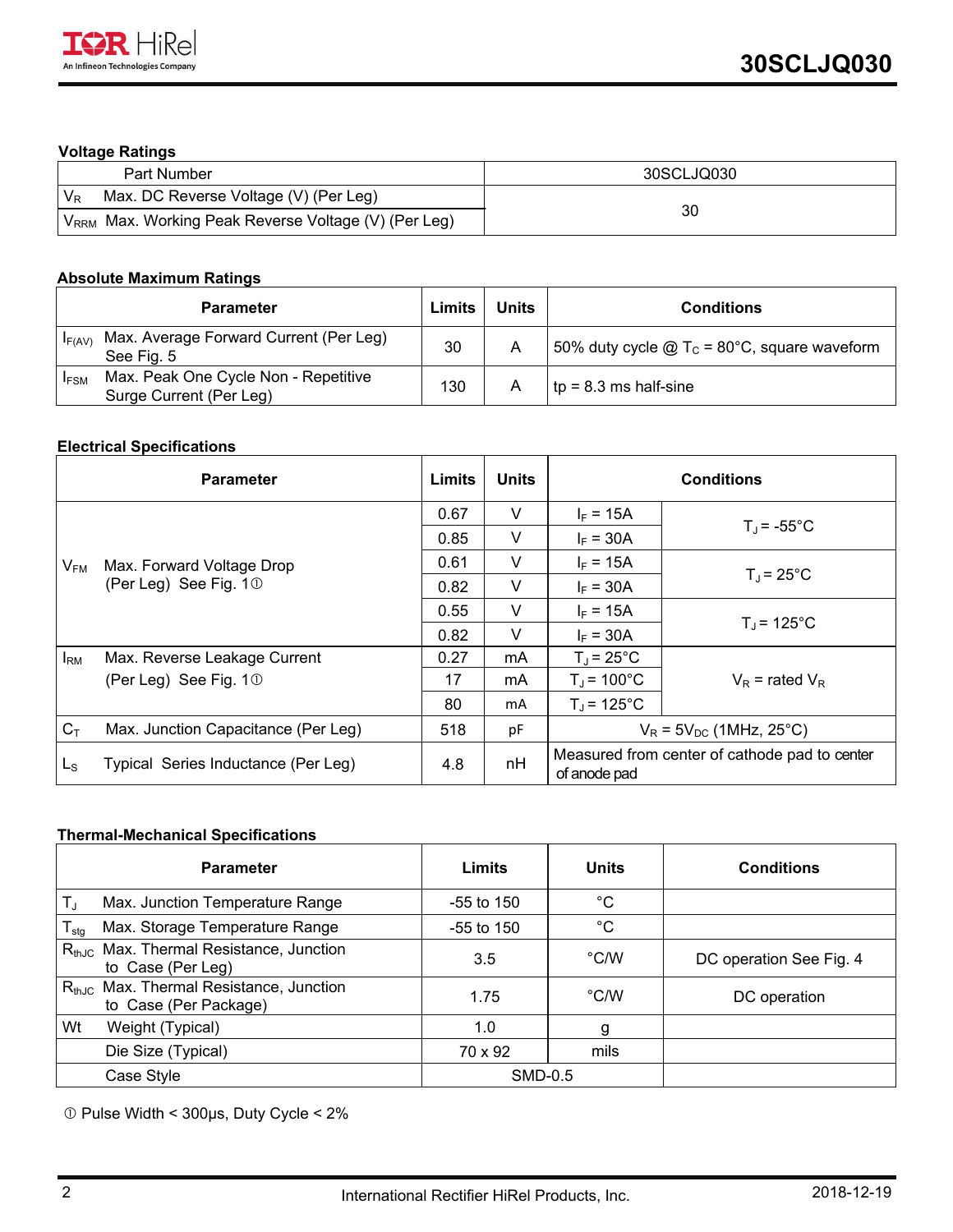### Voltage Ratings

| Part Number | 30SCLJQ030 |
|---|---|
| $V_R$ Max. DC Reverse Voltage (V) (Per Leg) | 30 |
| $V_{RRM}$ Max. Working Peak Reverse Voltage (V) (Per Leg) | |

### Absolute Maximum Ratings

| Parameter | Limits | Units | Conditions |
|---|---|---|---|
| $I_{F(AV)}$ Max. Average Forward Current (Per Leg) See Fig. 5 | 30 | A | 50% duty cycle @ $T_C$ = 80°C, square waveform |
| $I_{FSM}$ Max. Peak One Cycle Non - Repetitive Surge Current (Per Leg) | 130 | A | tp = 8.3 ms half-sine |

### Electrical Specifications

| Parameter | Limits | Units | Conditions | |
|---|---|---|---|---|
| $V_{FM}$ Max. Forward Voltage Drop (Per Leg) See Fig. 1① | 0.67 | V | $I_F$ = 15A | $T_J$ = -55°C |
| | 0.85 | V | $I_F$ = 30A | |
| | 0.61 | V | $I_F$ = 15A | $T_J$ = 25°C |
| | 0.82 | V | $I_F$ = 30A | |
| | 0.55 | V | $I_F$ = 15A | $T_J$ = 125°C |
| | 0.82 | V | $I_F$ = 30A | |
| $I_{RM}$ Max. Reverse Leakage Current (Per Leg) See Fig. 1① | 0.27 | mA | $T_J$ = 25°C | $V_R$ = rated $V_R$ |
| | 17 | mA | $T_J$ = 100°C | |
| | 80 | mA | $T_J$ = 125°C | |
| $C_T$ Max. Junction Capacitance (Per Leg) | 518 | pF | $V_R$ = 5$V_{DC}$ (1MHz, 25°C) | |
| $L_S$ Typical Series Inductance (Per Leg) | 4.8 | nH | Measured from center of cathode pad to center of anode pad | |

### Thermal-Mechanical Specifications

| Parameter | Limits | Units | Conditions |
|---|---|---|---|
| $T_J$ Max. Junction Temperature Range | -55 to 150 | °C | |
| $T_{stg}$ Max. Storage Temperature Range | -55 to 150 | °C | |
| $R_{thJC}$ Max. Thermal Resistance, Junction to Case (Per Leg) | 3.5 | °C/W | DC operation See Fig. 4 |
| $R_{thJC}$ Max. Thermal Resistance, Junction to Case (Per Package) | 1.75 | °C/W | DC operation |
| Wt Weight (Typical) | 1.0 | g | |
| Die Size (Typical) | 70 x 92 | mils | |
| Case Style | SMD-0.5 | | |

① Pulse Width < 300µs, Duty Cycle < 2%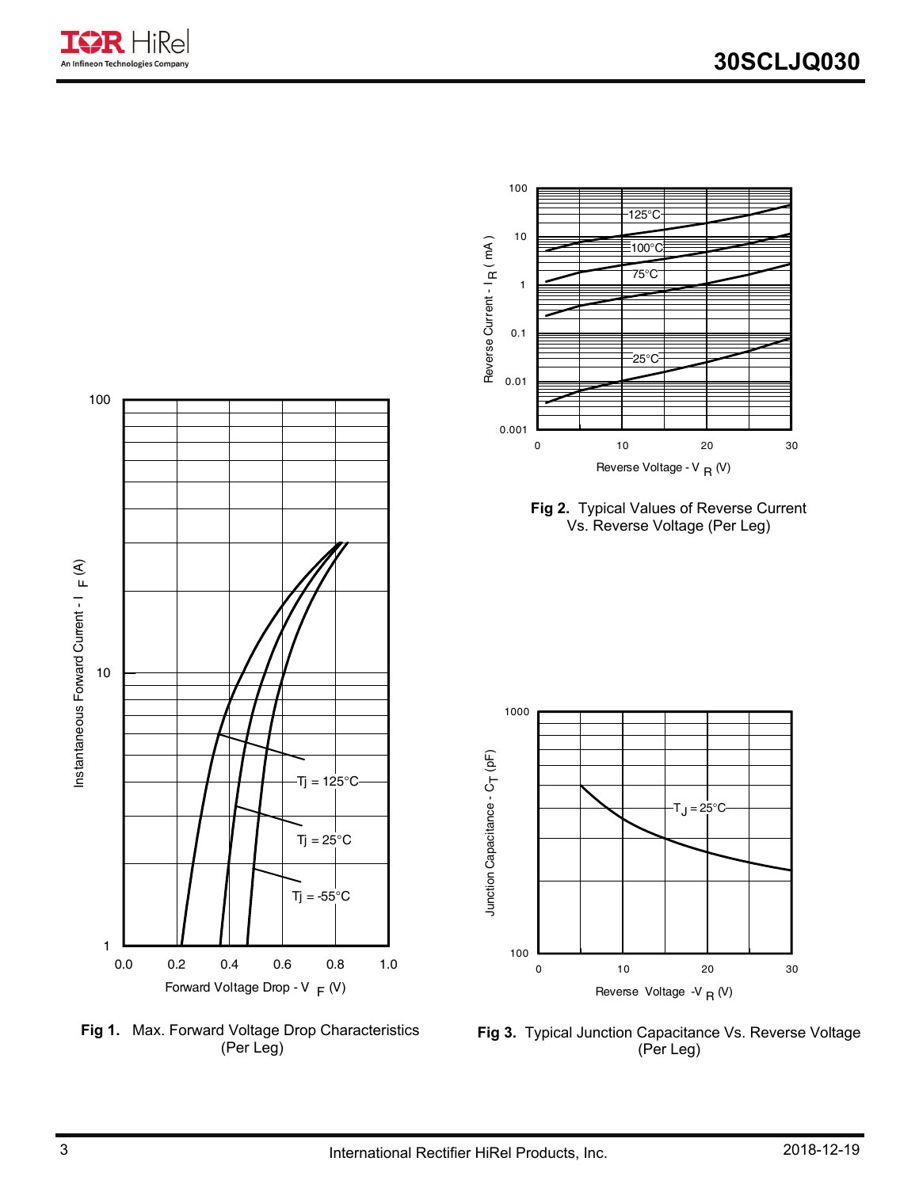Fig 1. Max. Forward Voltage Drop Characteristics (Per Leg)

Fig 2. Typical Values of Reverse Current Vs. Reverse Voltage (Per Leg)

Fig 3. Typical Junction Capacitance Vs. Reverse Voltage (Per Leg)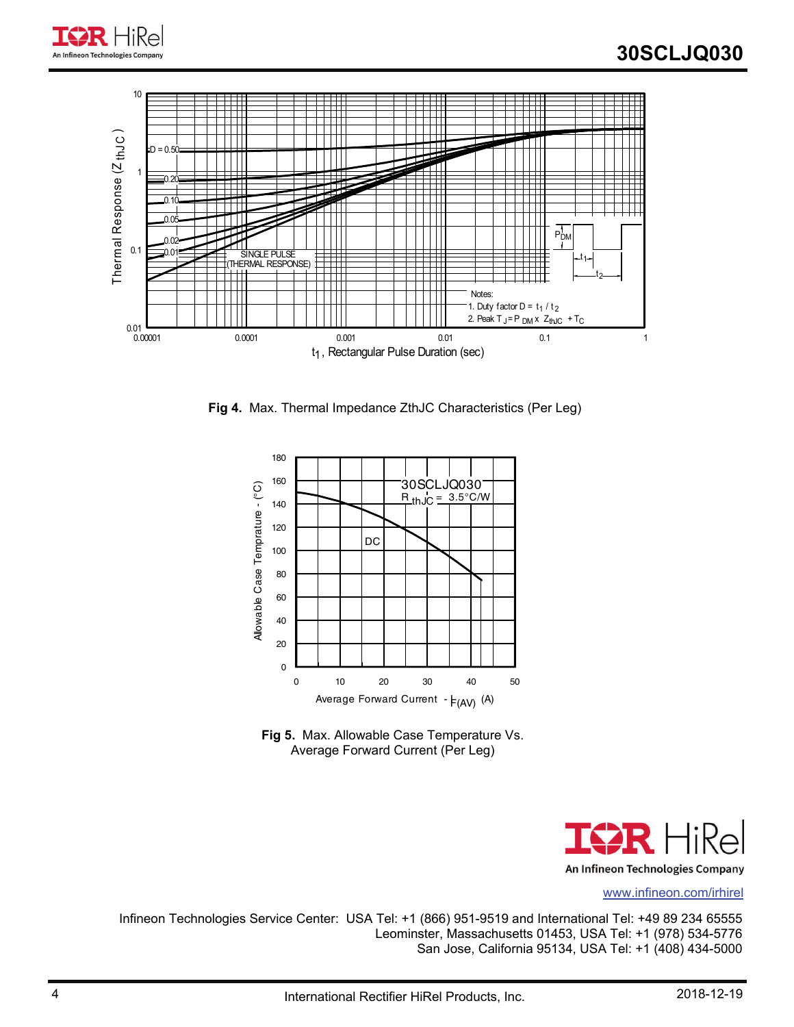**Fig 4.** Max. Thermal Impedance ZthJC Characteristics (Per Leg)

**Fig 5.** Max. Allowable Case Temperature Vs. Average Forward Current (Per Leg)

www.infineon.com/irhirel

Infineon Technologies Service Center: USA Tel: +1 (866) 951-9519 and International Tel: +49 89 234 65555
Leominster, Massachusetts 01453, USA Tel: +1 (978) 534-5776
San Jose, California 95134, USA Tel: +1 (408) 434-5000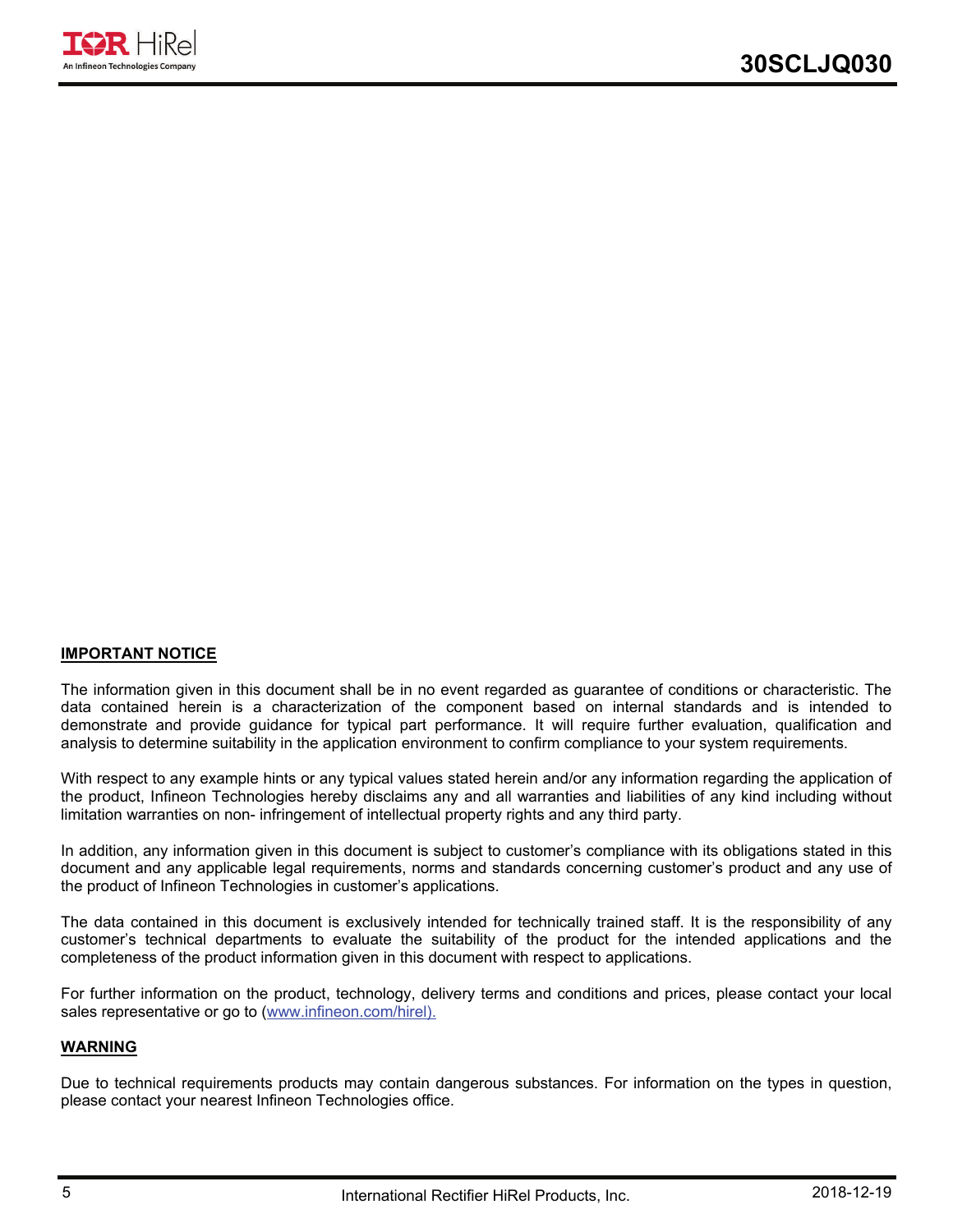**IMPORTANT NOTICE**

The information given in this document shall be in no event regarded as guarantee of conditions or characteristic. The data contained herein is a characterization of the component based on internal standards and is intended to demonstrate and provide guidance for typical part performance. It will require further evaluation, qualification and analysis to determine suitability in the application environment to confirm compliance to your system requirements.

With respect to any example hints or any typical values stated herein and/or any information regarding the application of the product, Infineon Technologies hereby disclaims any and all warranties and liabilities of any kind including without limitation warranties on non- infringement of intellectual property rights and any third party.

In addition, any information given in this document is subject to customer's compliance with its obligations stated in this document and any applicable legal requirements, norms and standards concerning customer's product and any use of the product of Infineon Technologies in customer's applications.

The data contained in this document is exclusively intended for technically trained staff. It is the responsibility of any customer's technical departments to evaluate the suitability of the product for the intended applications and the completeness of the product information given in this document with respect to applications.

For further information on the product, technology, delivery terms and conditions and prices, please contact your local sales representative or go to (www.infineon.com/hirel).

**WARNING**

Due to technical requirements products may contain dangerous substances. For information on the types in question, please contact your nearest Infineon Technologies office.